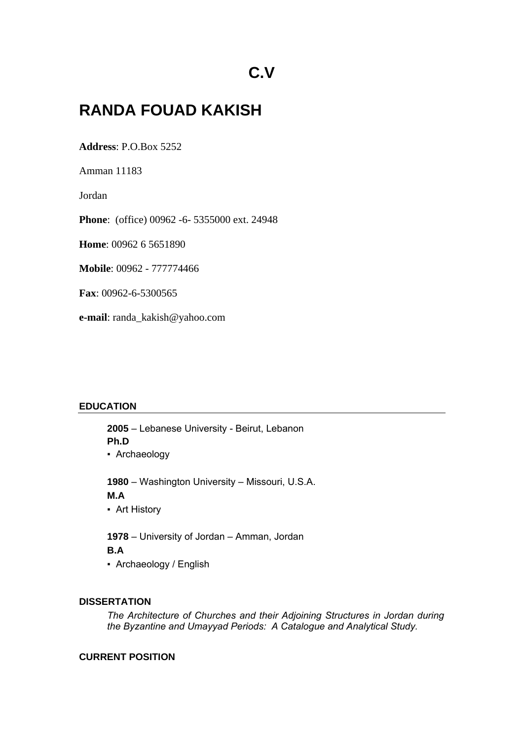# C.V

# RANDA FOUAD KAKISH

**Address**: P.O.Box 5252

Amman 11183

Jordan

**Phone**: (office) 00962 -6- 5355000 ext. 24948

**Home**: 00962 6 5651890

**Mobile**: 00962 - 777774466

**Fax**: 00962-6-5300565

**e-mail**: randa_kakish@yahoo.com

## EDUCATION

**2005** – Lebanese University - Beirut, Lebanon
**Ph.D**

- Archaeology

**1980** – Washington University – Missouri, U.S.A.
**M.A**

- Art History

**1978** – University of Jordan – Amman, Jordan
**B.A**

- Archaeology / English

## DISSERTATION

*The Architecture of Churches and their Adjoining Structures in Jordan during the Byzantine and Umayyad Periods: A Catalogue and Analytical Study.*

## CURRENT POSITION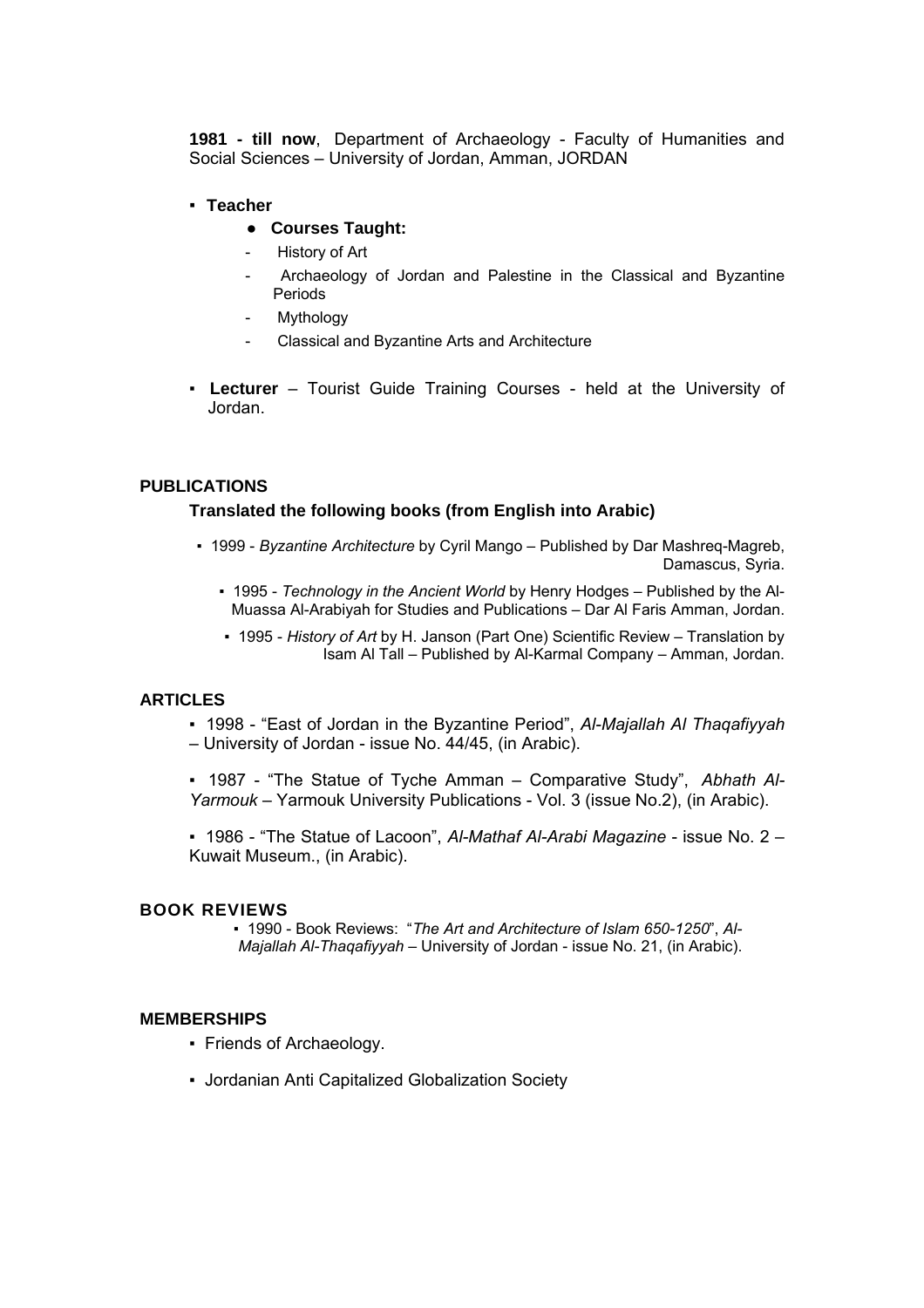**1981 - till now**, Department of Archaeology - Faculty of Humanities and Social Sciences – University of Jordan, Amman, JORDAN

- **Teacher**
  - **Courses Taught:**
    - History of Art
    - Archaeology of Jordan and Palestine in the Classical and Byzantine Periods
    - Mythology
    - Classical and Byzantine Arts and Architecture
- **Lecturer** – Tourist Guide Training Courses - held at the University of Jordan.

## PUBLICATIONS

### Translated the following books (from English into Arabic)

- 1999 - *Byzantine Architecture* by Cyril Mango – Published by Dar Mashreq-Magreb, Damascus, Syria.
- 1995 - *Technology in the Ancient World* by Henry Hodges – Published by the Al-Muassa Al-Arabiyah for Studies and Publications – Dar Al Faris Amman, Jordan.
- 1995 - *History of Art* by H. Janson (Part One) Scientific Review – Translation by Isam Al Tall – Published by Al-Karmal Company – Amman, Jordan.

## ARTICLES

- 1998 - "East of Jordan in the Byzantine Period", *Al-Majallah Al Thaqafiyyah* – University of Jordan - issue No. 44/45, (in Arabic).
- 1987 - "The Statue of Tyche Amman – Comparative Study", *Abhath Al-Yarmouk* – Yarmouk University Publications - Vol. 3 (issue No.2), (in Arabic).
- 1986 - "The Statue of Lacoon", *Al-Mathaf Al-Arabi Magazine* - issue No. 2 – Kuwait Museum., (in Arabic).

## BOOK REVIEWS

- 1990 - Book Reviews: "*The Art and Architecture of Islam 650-1250*", *Al-Majallah Al-Thaqafiyyah* – University of Jordan - issue No. 21, (in Arabic).

## MEMBERSHIPS

- Friends of Archaeology.
- Jordanian Anti Capitalized Globalization Society